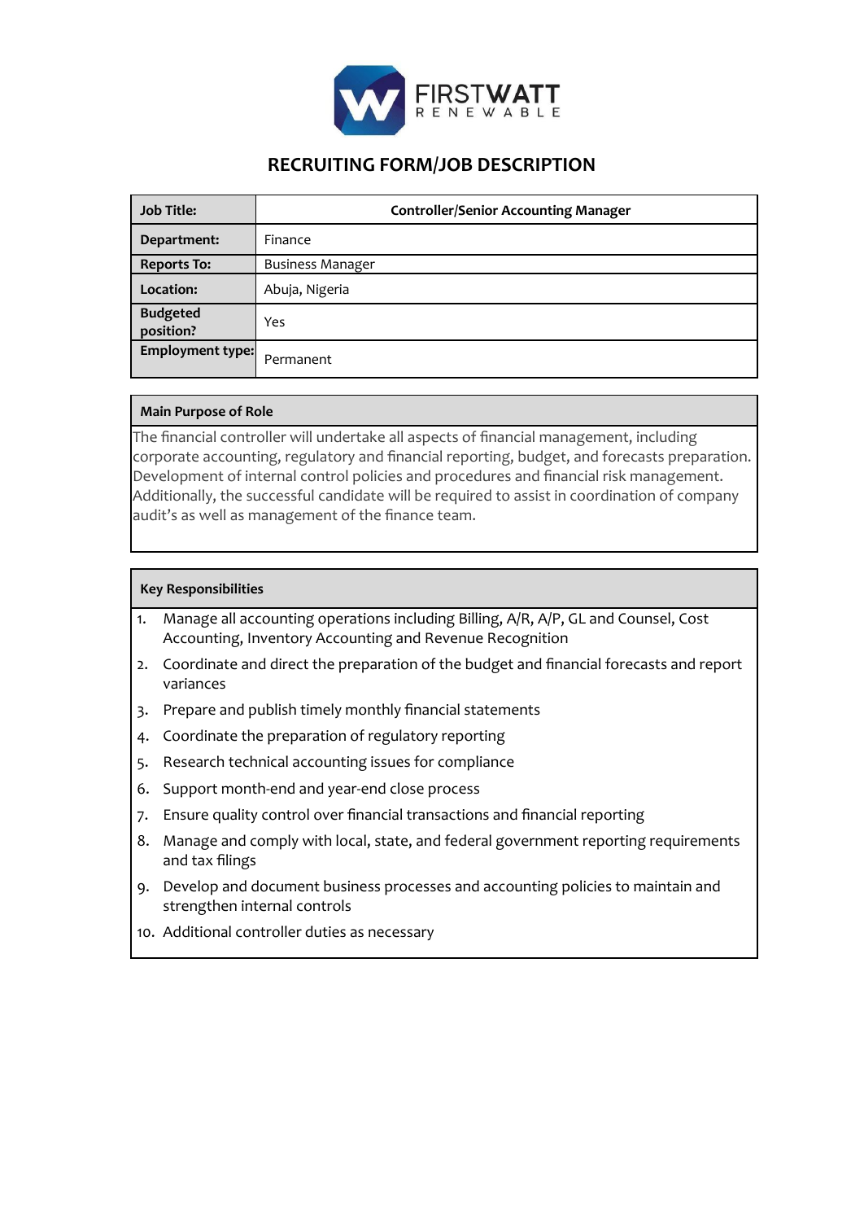FIRSTWATT RENEWABLE

# RECRUITING FORM/JOB DESCRIPTION

| Job Title: | Controller/Senior Accounting Manager |
| --- | --- |
| Department: | Finance |
| Reports To: | Business Manager |
| Location: | Abuja, Nigeria |
| Budgeted position? | Yes |
| Employment type: | Permanent |

## Main Purpose of Role

The financial controller will undertake all aspects of financial management, including corporate accounting, regulatory and financial reporting, budget, and forecasts preparation. Development of internal control policies and procedures and financial risk management. Additionally, the successful candidate will be required to assist in coordination of company audit's as well as management of the finance team.

## Key Responsibilities

1. Manage all accounting operations including Billing, A/R, A/P, GL and Counsel, Cost Accounting, Inventory Accounting and Revenue Recognition
2. Coordinate and direct the preparation of the budget and financial forecasts and report variances
3. Prepare and publish timely monthly financial statements
4. Coordinate the preparation of regulatory reporting
5. Research technical accounting issues for compliance
6. Support month-end and year-end close process
7. Ensure quality control over financial transactions and financial reporting
8. Manage and comply with local, state, and federal government reporting requirements and tax filings
9. Develop and document business processes and accounting policies to maintain and strengthen internal controls
10. Additional controller duties as necessary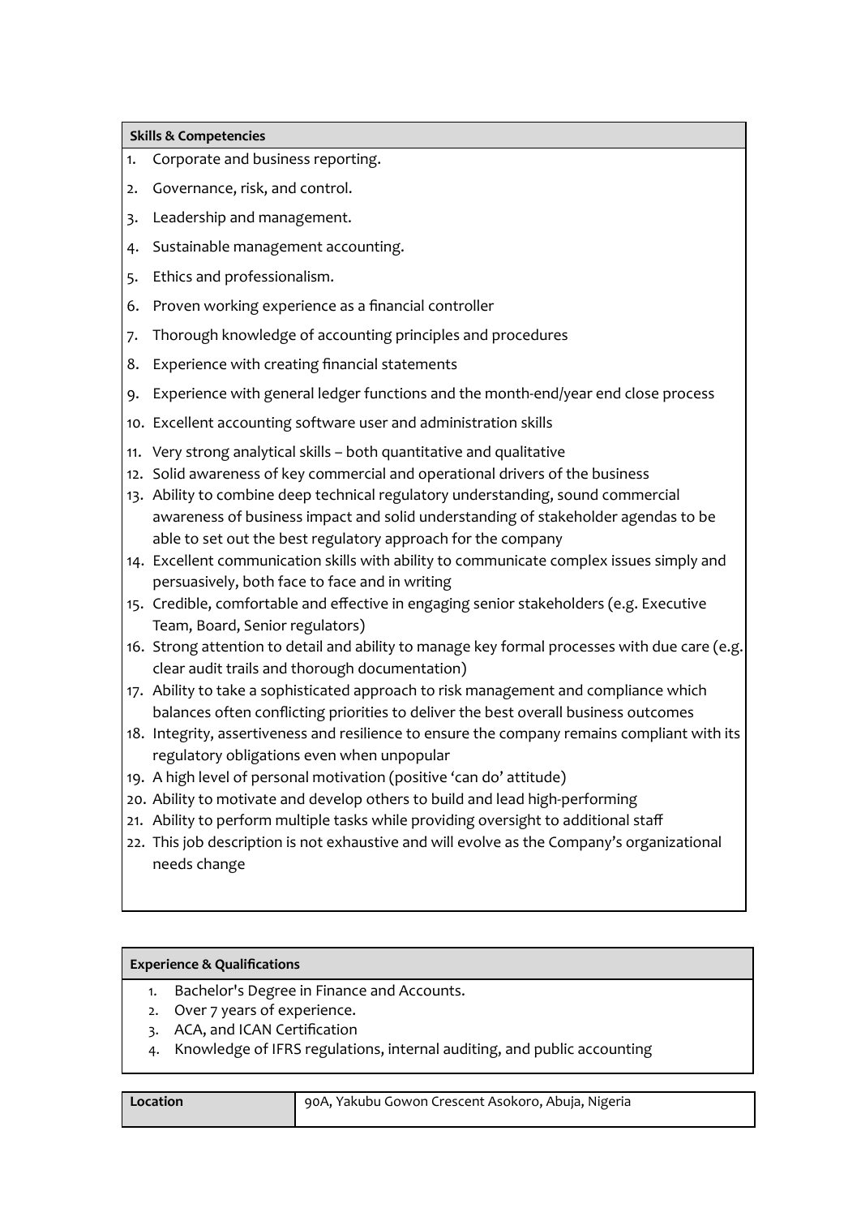| Skills & Competencies |
|---|

1. Corporate and business reporting.
2. Governance, risk, and control.
3. Leadership and management.
4. Sustainable management accounting.
5. Ethics and professionalism.
6. Proven working experience as a financial controller
7. Thorough knowledge of accounting principles and procedures
8. Experience with creating financial statements
9. Experience with general ledger functions and the month-end/year end close process
10. Excellent accounting software user and administration skills
11. Very strong analytical skills – both quantitative and qualitative
12. Solid awareness of key commercial and operational drivers of the business
13. Ability to combine deep technical regulatory understanding, sound commercial awareness of business impact and solid understanding of stakeholder agendas to be able to set out the best regulatory approach for the company
14. Excellent communication skills with ability to communicate complex issues simply and persuasively, both face to face and in writing
15. Credible, comfortable and effective in engaging senior stakeholders (e.g. Executive Team, Board, Senior regulators)
16. Strong attention to detail and ability to manage key formal processes with due care (e.g. clear audit trails and thorough documentation)
17. Ability to take a sophisticated approach to risk management and compliance which balances often conflicting priorities to deliver the best overall business outcomes
18. Integrity, assertiveness and resilience to ensure the company remains compliant with its regulatory obligations even when unpopular
19. A high level of personal motivation (positive 'can do' attitude)
20. Ability to motivate and develop others to build and lead high-performing
21. Ability to perform multiple tasks while providing oversight to additional staff
22. This job description is not exhaustive and will evolve as the Company's organizational needs change

| Experience & Qualifications |
|---|

1. Bachelor's Degree in Finance and Accounts.
2. Over 7 years of experience.
3. ACA, and ICAN Certification
4. Knowledge of IFRS regulations, internal auditing, and public accounting

| Location | 90A, Yakubu Gowon Crescent Asokoro, Abuja, Nigeria |
|---|---|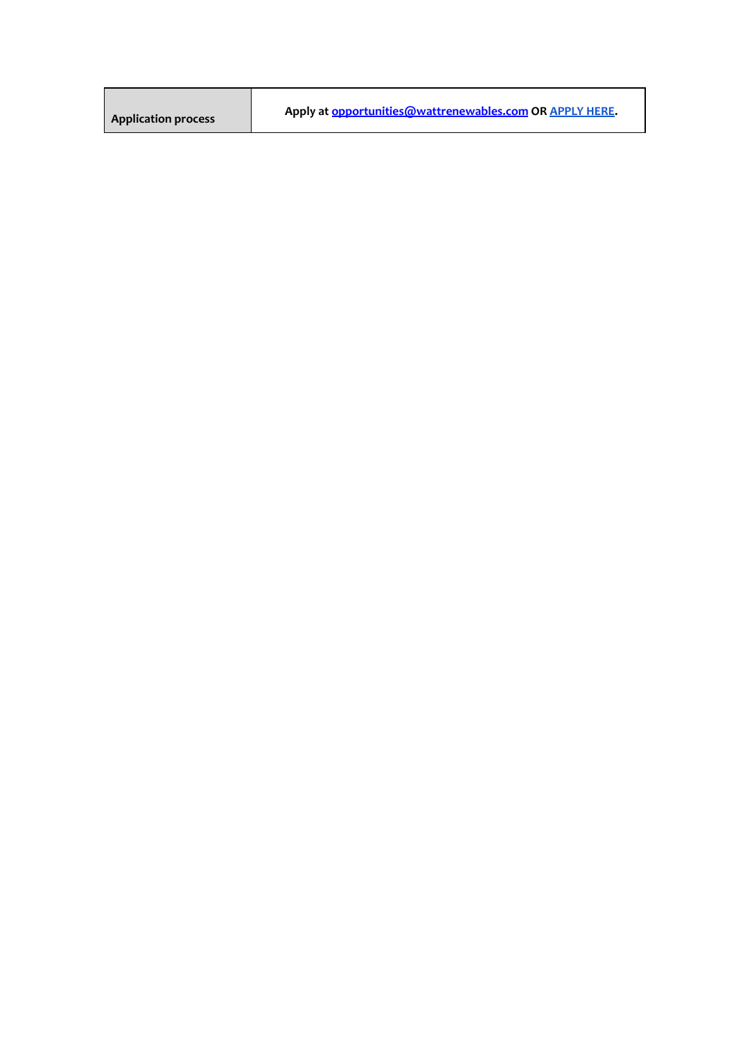| | |
|---|---|
| **Application process** | **Apply at opportunities@wattrenewables.com OR APPLY HERE.** |